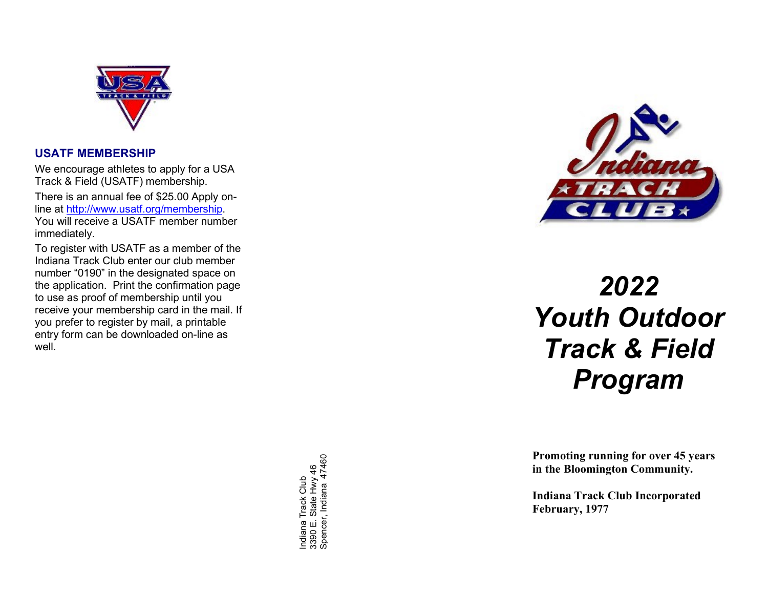## USATF MEMBERSHIP

We encourage athletes to apply for a USA Track & Field (USATF) membership.

There is an annual fee of $25.00 Apply on-line at http://www.usatf.org/membership. You will receive a USATF member number immediately.

To register with USATF as a member of the Indiana Track Club enter our club member number "0190" in the designated space on the application. Print the confirmation page to use as proof of membership until you receive your membership card in the mail. If you prefer to register by mail, a printable entry form can be downloaded on-line as well.

Indiana Track Club
3390 E. State Hwy 46
Spencer, Indiana 47460

# *2022 Youth Outdoor Track & Field Program*

**Promoting running for over 45 years in the Bloomington Community.**

**Indiana Track Club Incorporated February, 1977**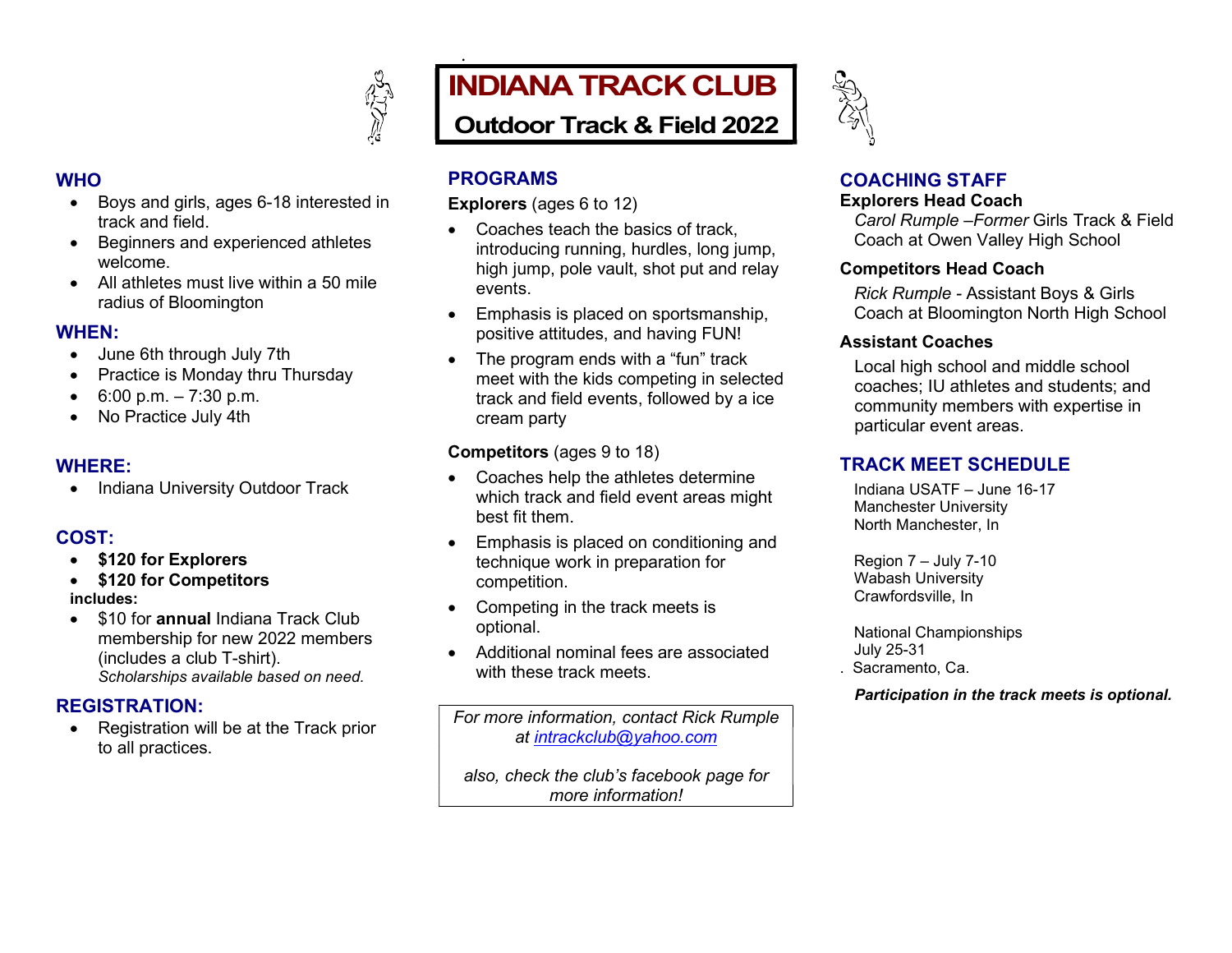# INDIANA TRACK CLUB

## Outdoor Track & Field 2022

## WHO

- Boys and girls, ages 6-18 interested in track and field.
- Beginners and experienced athletes welcome.
- All athletes must live within a 50 mile radius of Bloomington

## WHEN:

- June 6th through July 7th
- Practice is Monday thru Thursday
- 6:00 p.m. – 7:30 p.m.
- No Practice July 4th

## WHERE:

- Indiana University Outdoor Track

## COST:

- **$120 for Explorers**
- **$120 for Competitors**

**includes:**

- $10 for **annual** Indiana Track Club membership for new 2022 members (includes a club T-shirt).
  *Scholarships available based on need.*

## REGISTRATION:

- Registration will be at the Track prior to all practices.

## PROGRAMS

**Explorers** (ages 6 to 12)

- Coaches teach the basics of track, introducing running, hurdles, long jump, high jump, pole vault, shot put and relay events.
- Emphasis is placed on sportsmanship, positive attitudes, and having FUN!
- The program ends with a "fun" track meet with the kids competing in selected track and field events, followed by a ice cream party

**Competitors** (ages 9 to 18)

- Coaches help the athletes determine which track and field event areas might best fit them.
- Emphasis is placed on conditioning and technique work in preparation for competition.
- Competing in the track meets is optional.
- Additional nominal fees are associated with these track meets.

*For more information, contact Rick Rumple at intrackclub@yahoo.com*

*also, check the club's facebook page for more information!*

## COACHING STAFF

**Explorers Head Coach**

*Carol Rumple –Former* Girls Track & Field Coach at Owen Valley High School

**Competitors Head Coach**

*Rick Rumple* - Assistant Boys & Girls Coach at Bloomington North High School

**Assistant Coaches**

Local high school and middle school coaches; IU athletes and students; and community members with expertise in particular event areas.

## TRACK MEET SCHEDULE

Indiana USATF – June 16-17
Manchester University
North Manchester, In

Region 7 – July 7-10
Wabash University
Crawfordsville, In

National Championships
July 25-31
Sacramento, Ca.

***Participation in the track meets is optional.***